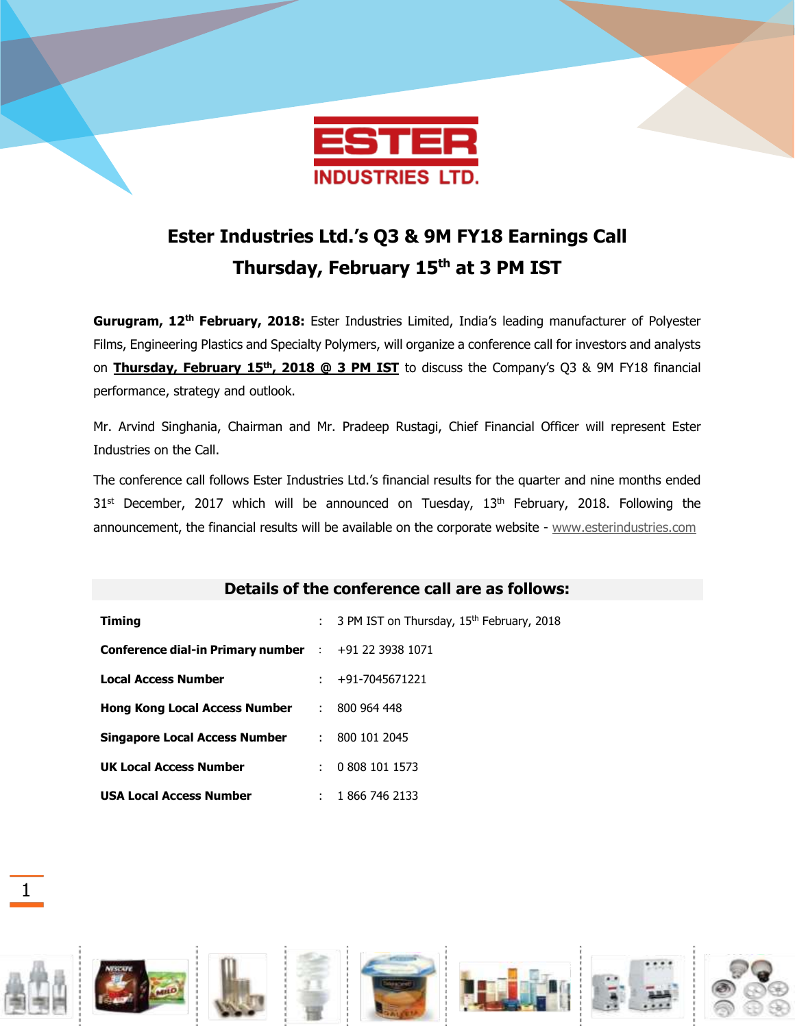ESTER INDUSTRIES LTD.

# Ester Industries Ltd.'s Q3 & 9M FY18 Earnings Call

## Thursday, February 15th at 3 PM IST

**Gurugram, 12th February, 2018:** Ester Industries Limited, India's leading manufacturer of Polyester Films, Engineering Plastics and Specialty Polymers, will organize a conference call for investors and analysts on **Thursday, February 15th, 2018 @ 3 PM IST** to discuss the Company's Q3 & 9M FY18 financial performance, strategy and outlook.

Mr. Arvind Singhania, Chairman and Mr. Pradeep Rustagi, Chief Financial Officer will represent Ester Industries on the Call.

The conference call follows Ester Industries Ltd.'s financial results for the quarter and nine months ended 31st December, 2017 which will be announced on Tuesday, 13th February, 2018. Following the announcement, the financial results will be available on the corporate website - www.esterindustries.com

### Details of the conference call are as follows:

| | | |
|---|---|---|
| **Timing** | : | 3 PM IST on Thursday, 15th February, 2018 |
| **Conference dial-in Primary number** | : | +91 22 3938 1071 |
| **Local Access Number** | : | +91-7045671221 |
| **Hong Kong Local Access Number** | : | 800 964 448 |
| **Singapore Local Access Number** | : | 800 101 2045 |
| **UK Local Access Number** | : | 0 808 101 1573 |
| **USA Local Access Number** | : | 1 866 746 2133 |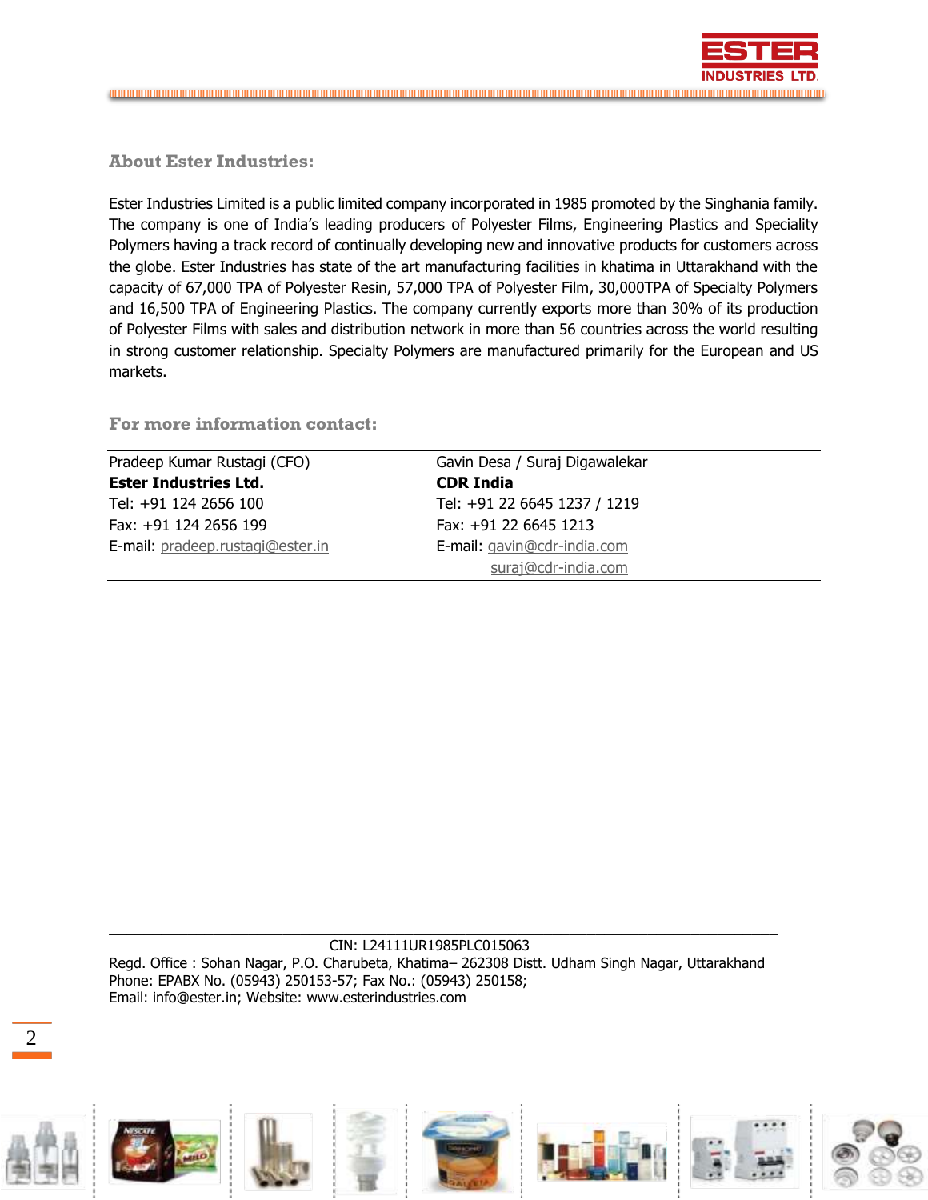## About Ester Industries:

Ester Industries Limited is a public limited company incorporated in 1985 promoted by the Singhania family. The company is one of India's leading producers of Polyester Films, Engineering Plastics and Speciality Polymers having a track record of continually developing new and innovative products for customers across the globe. Ester Industries has state of the art manufacturing facilities in khatima in Uttarakhand with the capacity of 67,000 TPA of Polyester Resin, 57,000 TPA of Polyester Film, 30,000TPA of Specialty Polymers and 16,500 TPA of Engineering Plastics. The company currently exports more than 30% of its production of Polyester Films with sales and distribution network in more than 56 countries across the world resulting in strong customer relationship. Specialty Polymers are manufactured primarily for the European and US markets.

## For more information contact:

| | |
|---|---|
| Pradeep Kumar Rustagi (CFO) | Gavin Desa / Suraj Digawalekar |
| **Ester Industries Ltd.** | **CDR India** |
| Tel: +91 124 2656 100 | Tel: +91 22 6645 1237 / 1219 |
| Fax: +91 124 2656 199 | Fax: +91 22 6645 1213 |
| E-mail: pradeep.rustagi@ester.in | E-mail: gavin@cdr-india.com |
| | suraj@cdr-india.com |

CIN: L24111UR1985PLC015063

Regd. Office : Sohan Nagar, P.O. Charubeta, Khatima– 262308 Distt. Udham Singh Nagar, Uttarakhand

Phone: EPABX No. (05943) 250153-57; Fax No.: (05943) 250158;

Email: info@ester.in; Website: www.esterindustries.com